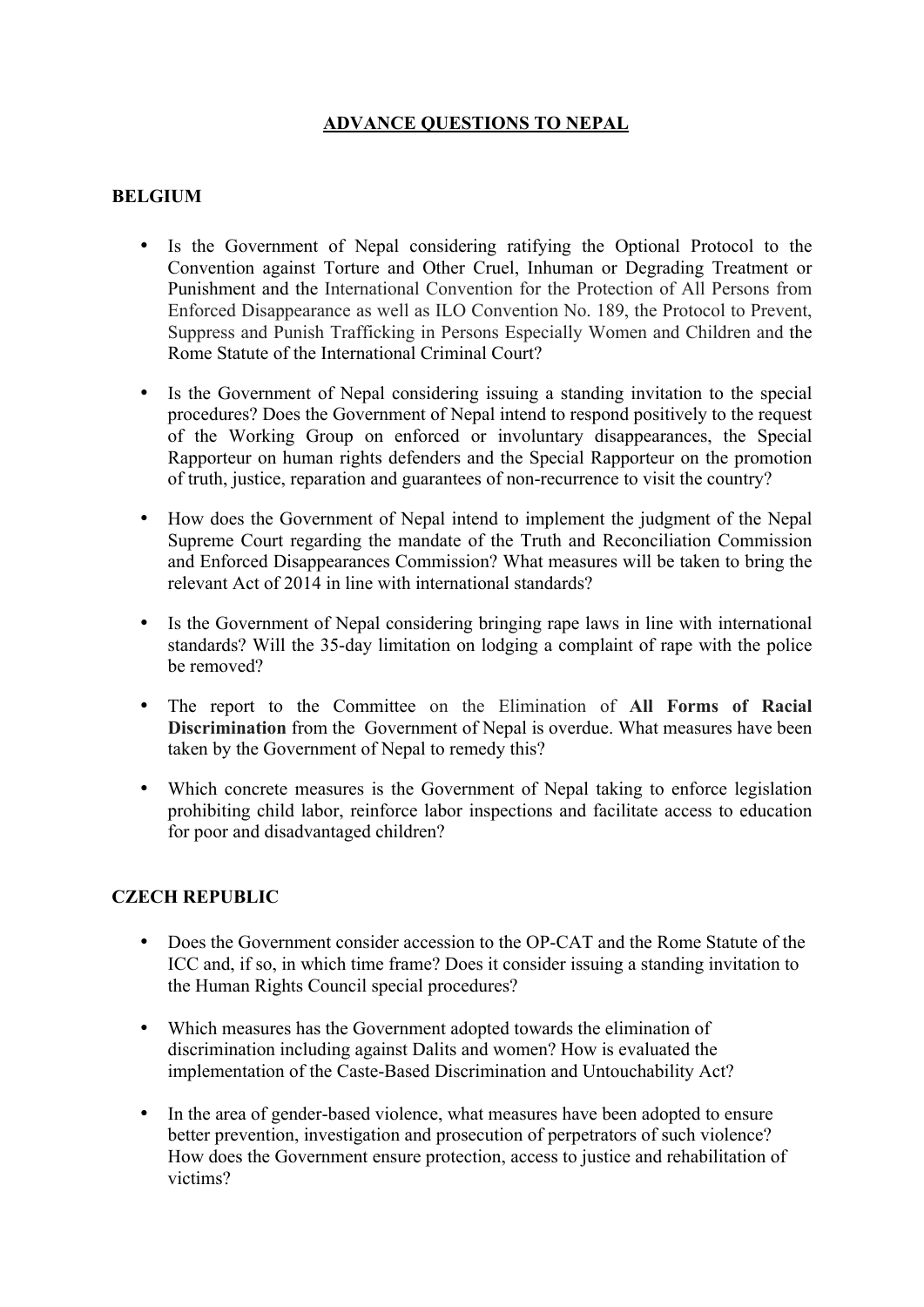# ADVANCE QUESTIONS TO NEPAL

## BELGIUM

- Is the Government of Nepal considering ratifying the Optional Protocol to the Convention against Torture and Other Cruel, Inhuman or Degrading Treatment or Punishment and the International Convention for the Protection of All Persons from Enforced Disappearance as well as ILO Convention No. 189, the Protocol to Prevent, Suppress and Punish Trafficking in Persons Especially Women and Children and the Rome Statute of the International Criminal Court?

- Is the Government of Nepal considering issuing a standing invitation to the special procedures? Does the Government of Nepal intend to respond positively to the request of the Working Group on enforced or involuntary disappearances, the Special Rapporteur on human rights defenders and the Special Rapporteur on the promotion of truth, justice, reparation and guarantees of non-recurrence to visit the country?

- How does the Government of Nepal intend to implement the judgment of the Nepal Supreme Court regarding the mandate of the Truth and Reconciliation Commission and Enforced Disappearances Commission? What measures will be taken to bring the relevant Act of 2014 in line with international standards?

- Is the Government of Nepal considering bringing rape laws in line with international standards? Will the 35-day limitation on lodging a complaint of rape with the police be removed?

- The report to the Committee on the Elimination of **All Forms of Racial Discrimination** from the Government of Nepal is overdue. What measures have been taken by the Government of Nepal to remedy this?

- Which concrete measures is the Government of Nepal taking to enforce legislation prohibiting child labor, reinforce labor inspections and facilitate access to education for poor and disadvantaged children?

## CZECH REPUBLIC

- Does the Government consider accession to the OP-CAT and the Rome Statute of the ICC and, if so, in which time frame? Does it consider issuing a standing invitation to the Human Rights Council special procedures?

- Which measures has the Government adopted towards the elimination of discrimination including against Dalits and women? How is evaluated the implementation of the Caste-Based Discrimination and Untouchability Act?

- In the area of gender-based violence, what measures have been adopted to ensure better prevention, investigation and prosecution of perpetrators of such violence? How does the Government ensure protection, access to justice and rehabilitation of victims?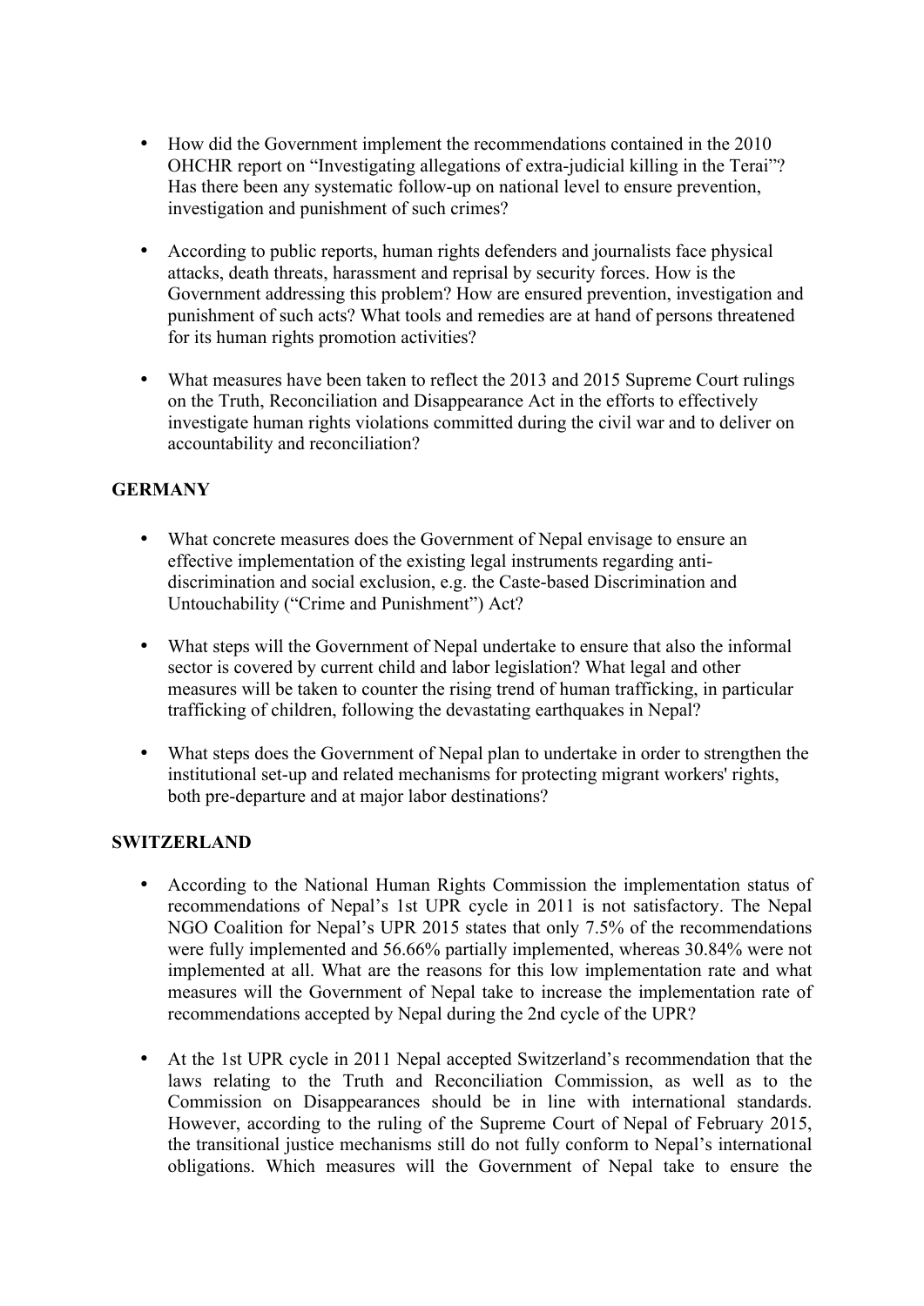- How did the Government implement the recommendations contained in the 2010 OHCHR report on "Investigating allegations of extra-judicial killing in the Terai"? Has there been any systematic follow-up on national level to ensure prevention, investigation and punishment of such crimes?

- According to public reports, human rights defenders and journalists face physical attacks, death threats, harassment and reprisal by security forces. How is the Government addressing this problem? How are ensured prevention, investigation and punishment of such acts? What tools and remedies are at hand of persons threatened for its human rights promotion activities?

- What measures have been taken to reflect the 2013 and 2015 Supreme Court rulings on the Truth, Reconciliation and Disappearance Act in the efforts to effectively investigate human rights violations committed during the civil war and to deliver on accountability and reconciliation?

**GERMANY**

- What concrete measures does the Government of Nepal envisage to ensure an effective implementation of the existing legal instruments regarding anti-discrimination and social exclusion, e.g. the Caste-based Discrimination and Untouchability ("Crime and Punishment") Act?

- What steps will the Government of Nepal undertake to ensure that also the informal sector is covered by current child and labor legislation? What legal and other measures will be taken to counter the rising trend of human trafficking, in particular trafficking of children, following the devastating earthquakes in Nepal?

- What steps does the Government of Nepal plan to undertake in order to strengthen the institutional set-up and related mechanisms for protecting migrant workers' rights, both pre-departure and at major labor destinations?

**SWITZERLAND**

- According to the National Human Rights Commission the implementation status of recommendations of Nepal's 1st UPR cycle in 2011 is not satisfactory. The Nepal NGO Coalition for Nepal's UPR 2015 states that only 7.5% of the recommendations were fully implemented and 56.66% partially implemented, whereas 30.84% were not implemented at all. What are the reasons for this low implementation rate and what measures will the Government of Nepal take to increase the implementation rate of recommendations accepted by Nepal during the 2nd cycle of the UPR?

- At the 1st UPR cycle in 2011 Nepal accepted Switzerland's recommendation that the laws relating to the Truth and Reconciliation Commission, as well as to the Commission on Disappearances should be in line with international standards. However, according to the ruling of the Supreme Court of Nepal of February 2015, the transitional justice mechanisms still do not fully conform to Nepal's international obligations. Which measures will the Government of Nepal take to ensure the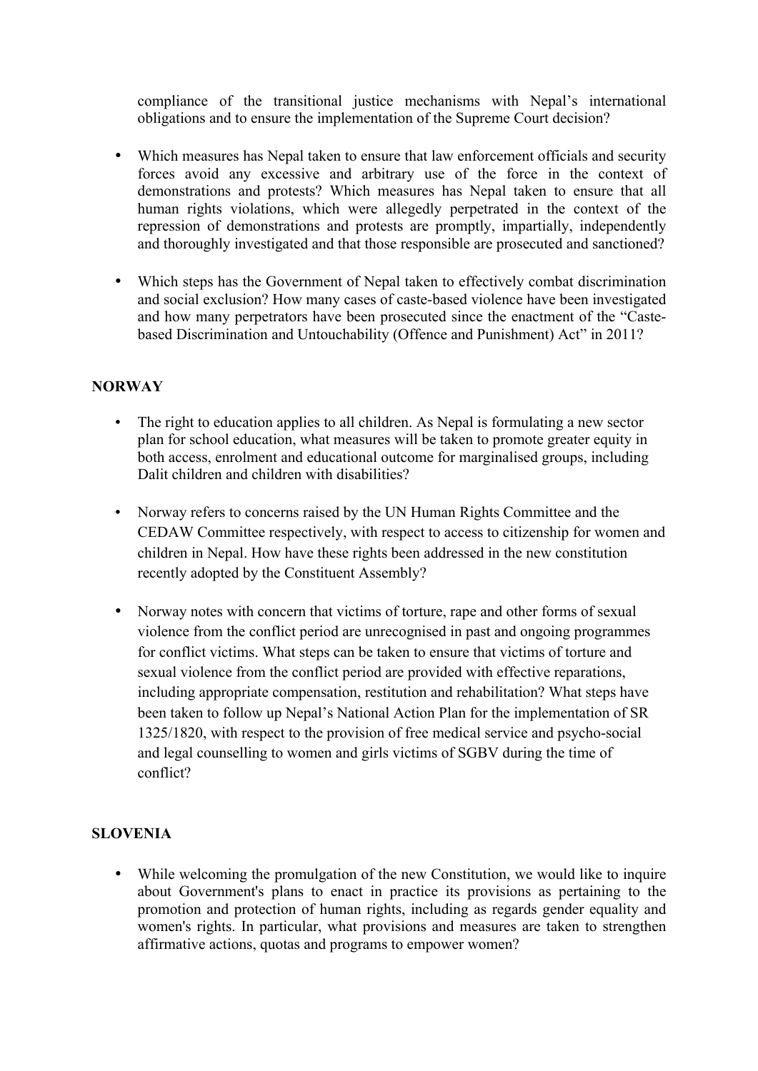compliance of the transitional justice mechanisms with Nepal's international obligations and to ensure the implementation of the Supreme Court decision?

- Which measures has Nepal taken to ensure that law enforcement officials and security forces avoid any excessive and arbitrary use of the force in the context of demonstrations and protests? Which measures has Nepal taken to ensure that all human rights violations, which were allegedly perpetrated in the context of the repression of demonstrations and protests are promptly, impartially, independently and thoroughly investigated and that those responsible are prosecuted and sanctioned?

- Which steps has the Government of Nepal taken to effectively combat discrimination and social exclusion? How many cases of caste-based violence have been investigated and how many perpetrators have been prosecuted since the enactment of the "Caste-based Discrimination and Untouchability (Offence and Punishment) Act" in 2011?

## NORWAY

- The right to education applies to all children. As Nepal is formulating a new sector plan for school education, what measures will be taken to promote greater equity in both access, enrolment and educational outcome for marginalised groups, including Dalit children and children with disabilities?

- Norway refers to concerns raised by the UN Human Rights Committee and the CEDAW Committee respectively, with respect to access to citizenship for women and children in Nepal. How have these rights been addressed in the new constitution recently adopted by the Constituent Assembly?

- Norway notes with concern that victims of torture, rape and other forms of sexual violence from the conflict period are unrecognised in past and ongoing programmes for conflict victims. What steps can be taken to ensure that victims of torture and sexual violence from the conflict period are provided with effective reparations, including appropriate compensation, restitution and rehabilitation? What steps have been taken to follow up Nepal's National Action Plan for the implementation of SR 1325/1820, with respect to the provision of free medical service and psycho-social and legal counselling to women and girls victims of SGBV during the time of conflict?

## SLOVENIA

- While welcoming the promulgation of the new Constitution, we would like to inquire about Government's plans to enact in practice its provisions as pertaining to the promotion and protection of human rights, including as regards gender equality and women's rights. In particular, what provisions and measures are taken to strengthen affirmative actions, quotas and programs to empower women?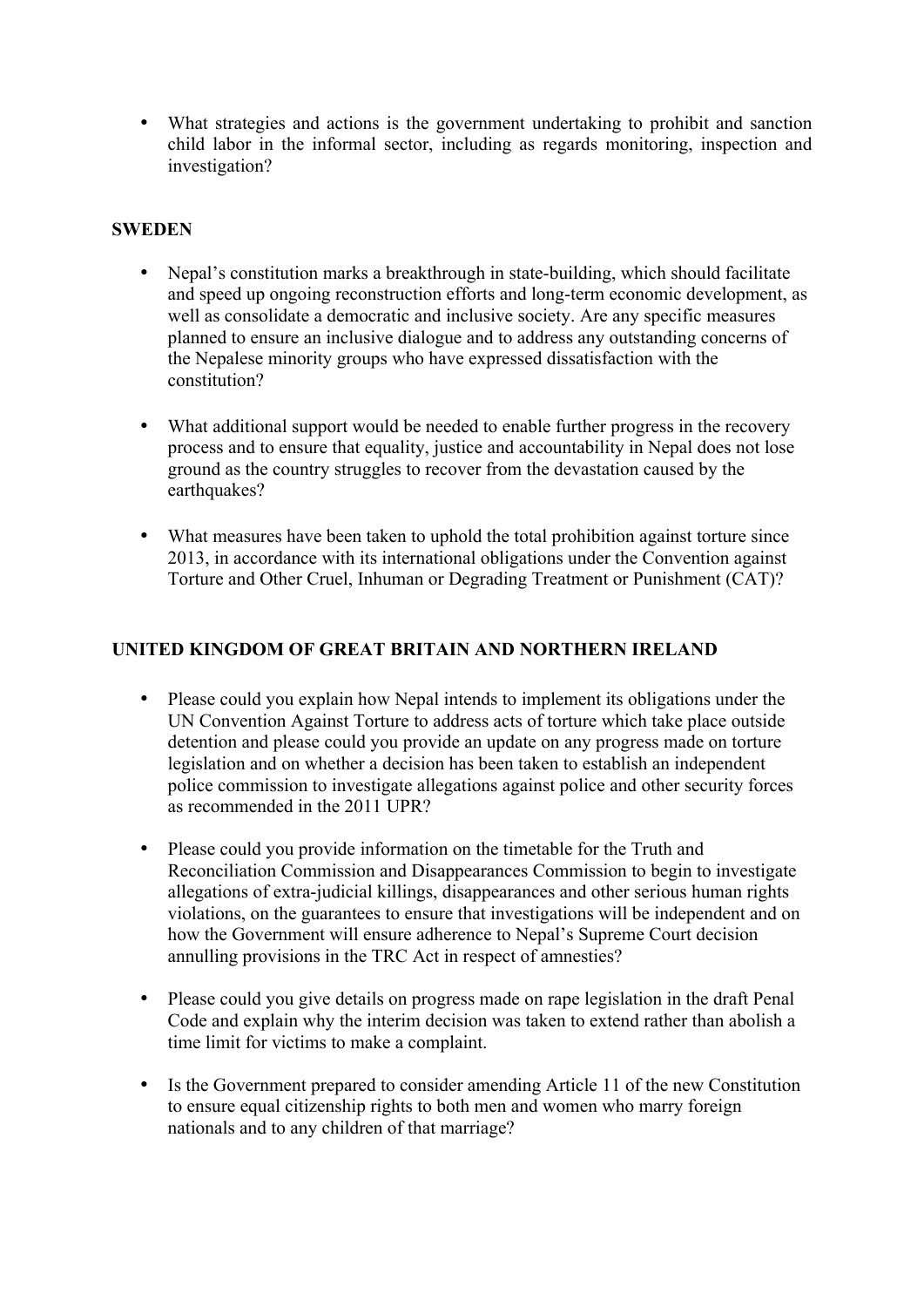- What strategies and actions is the government undertaking to prohibit and sanction child labor in the informal sector, including as regards monitoring, inspection and investigation?

**SWEDEN**

- Nepal's constitution marks a breakthrough in state-building, which should facilitate and speed up ongoing reconstruction efforts and long-term economic development, as well as consolidate a democratic and inclusive society. Are any specific measures planned to ensure an inclusive dialogue and to address any outstanding concerns of the Nepalese minority groups who have expressed dissatisfaction with the constitution?

- What additional support would be needed to enable further progress in the recovery process and to ensure that equality, justice and accountability in Nepal does not lose ground as the country struggles to recover from the devastation caused by the earthquakes?

- What measures have been taken to uphold the total prohibition against torture since 2013, in accordance with its international obligations under the Convention against Torture and Other Cruel, Inhuman or Degrading Treatment or Punishment (CAT)?

**UNITED KINGDOM OF GREAT BRITAIN AND NORTHERN IRELAND**

- Please could you explain how Nepal intends to implement its obligations under the UN Convention Against Torture to address acts of torture which take place outside detention and please could you provide an update on any progress made on torture legislation and on whether a decision has been taken to establish an independent police commission to investigate allegations against police and other security forces as recommended in the 2011 UPR?

- Please could you provide information on the timetable for the Truth and Reconciliation Commission and Disappearances Commission to begin to investigate allegations of extra-judicial killings, disappearances and other serious human rights violations, on the guarantees to ensure that investigations will be independent and on how the Government will ensure adherence to Nepal's Supreme Court decision annulling provisions in the TRC Act in respect of amnesties?

- Please could you give details on progress made on rape legislation in the draft Penal Code and explain why the interim decision was taken to extend rather than abolish a time limit for victims to make a complaint.

- Is the Government prepared to consider amending Article 11 of the new Constitution to ensure equal citizenship rights to both men and women who marry foreign nationals and to any children of that marriage?